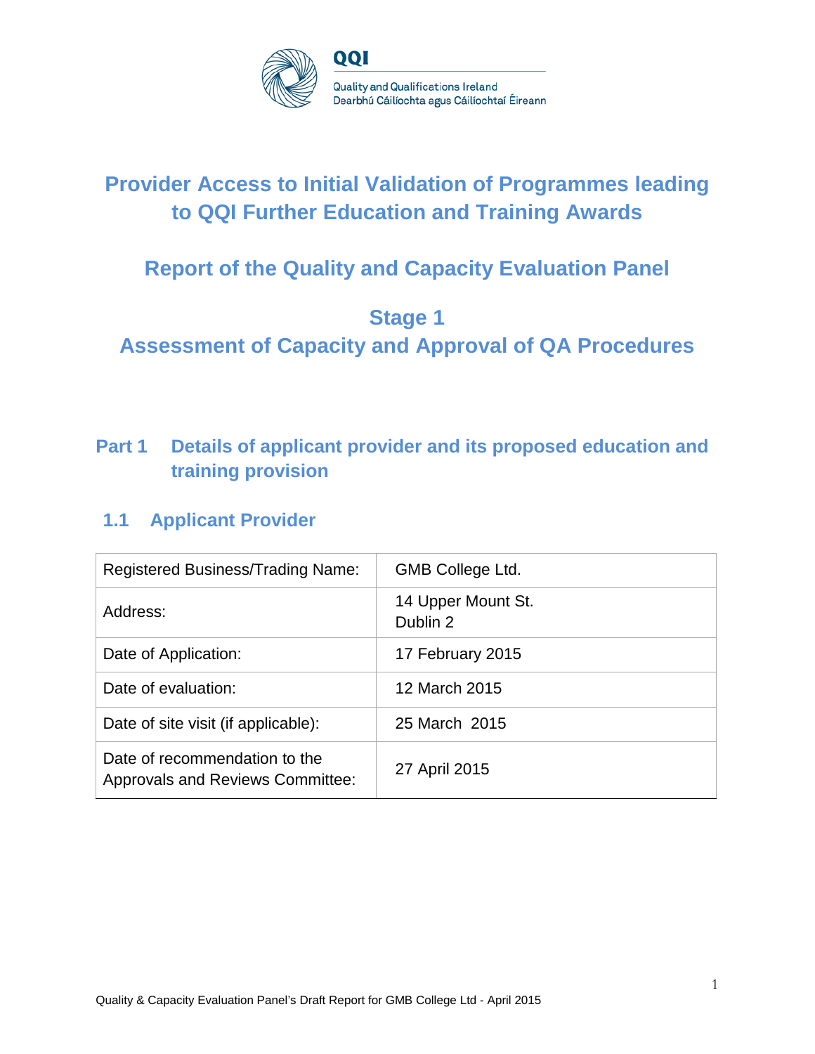QQI

Quality and Qualifications Ireland
Dearbhú Cáilíochta agus Cáilíochtaí Éireann

# Provider Access to Initial Validation of Programmes leading to QQI Further Education and Training Awards

# Report of the Quality and Capacity Evaluation Panel

# Stage 1
# Assessment of Capacity and Approval of QA Procedures

## Part 1 Details of applicant provider and its proposed education and training provision

### 1.1 Applicant Provider

| | |
|---|---|
| Registered Business/Trading Name: | GMB College Ltd. |
| Address: | 14 Upper Mount St.<br>Dublin 2 |
| Date of Application: | 17 February 2015 |
| Date of evaluation: | 12 March 2015 |
| Date of site visit (if applicable): | 25 March 2015 |
| Date of recommendation to the Approvals and Reviews Committee: | 27 April 2015 |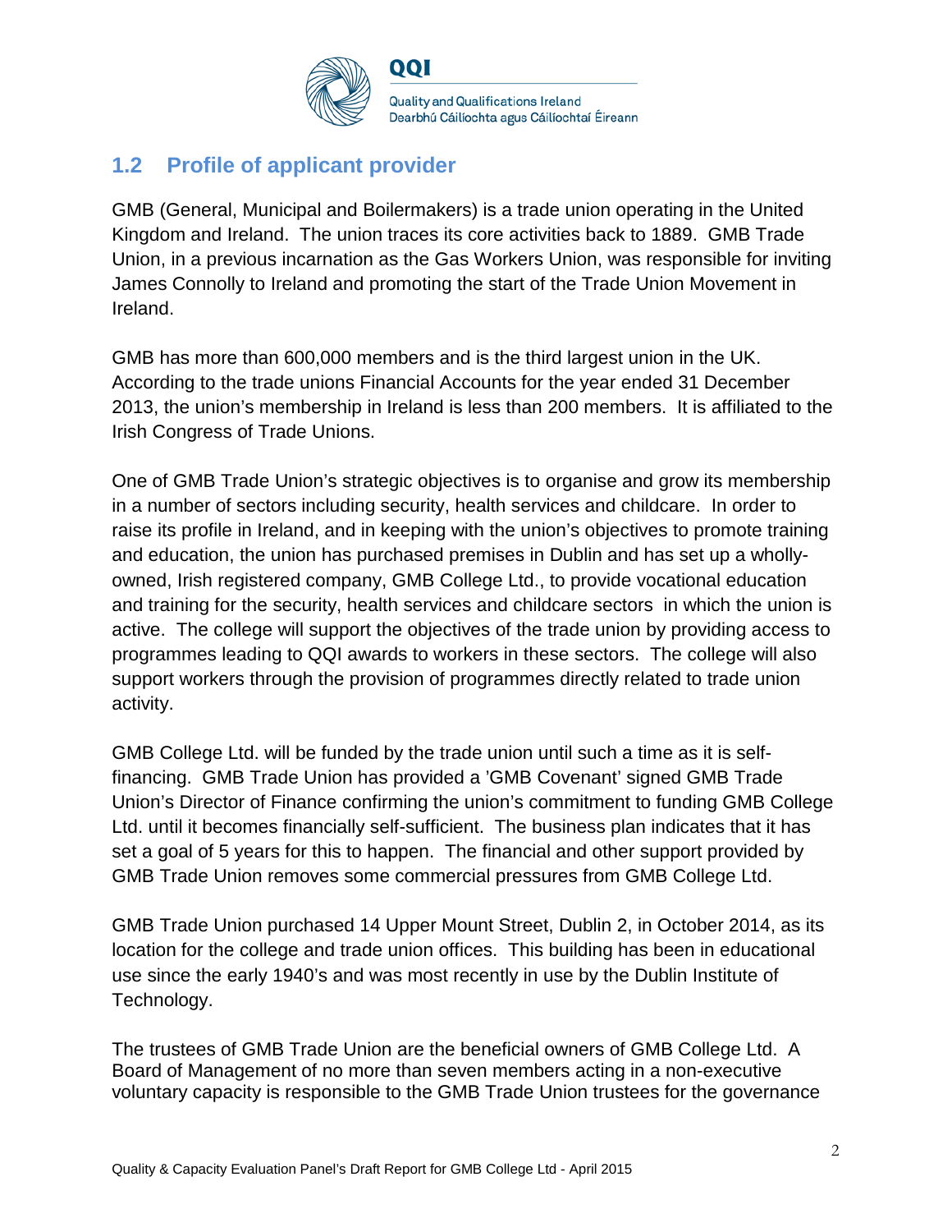## 1.2 Profile of applicant provider

GMB (General, Municipal and Boilermakers) is a trade union operating in the United Kingdom and Ireland. The union traces its core activities back to 1889. GMB Trade Union, in a previous incarnation as the Gas Workers Union, was responsible for inviting James Connolly to Ireland and promoting the start of the Trade Union Movement in Ireland.

GMB has more than 600,000 members and is the third largest union in the UK. According to the trade unions Financial Accounts for the year ended 31 December 2013, the union's membership in Ireland is less than 200 members. It is affiliated to the Irish Congress of Trade Unions.

One of GMB Trade Union's strategic objectives is to organise and grow its membership in a number of sectors including security, health services and childcare. In order to raise its profile in Ireland, and in keeping with the union's objectives to promote training and education, the union has purchased premises in Dublin and has set up a wholly-owned, Irish registered company, GMB College Ltd., to provide vocational education and training for the security, health services and childcare sectors in which the union is active. The college will support the objectives of the trade union by providing access to programmes leading to QQI awards to workers in these sectors. The college will also support workers through the provision of programmes directly related to trade union activity.

GMB College Ltd. will be funded by the trade union until such a time as it is self-financing. GMB Trade Union has provided a 'GMB Covenant' signed GMB Trade Union's Director of Finance confirming the union's commitment to funding GMB College Ltd. until it becomes financially self-sufficient. The business plan indicates that it has set a goal of 5 years for this to happen. The financial and other support provided by GMB Trade Union removes some commercial pressures from GMB College Ltd.

GMB Trade Union purchased 14 Upper Mount Street, Dublin 2, in October 2014, as its location for the college and trade union offices. This building has been in educational use since the early 1940's and was most recently in use by the Dublin Institute of Technology.

The trustees of GMB Trade Union are the beneficial owners of GMB College Ltd. A Board of Management of no more than seven members acting in a non-executive voluntary capacity is responsible to the GMB Trade Union trustees for the governance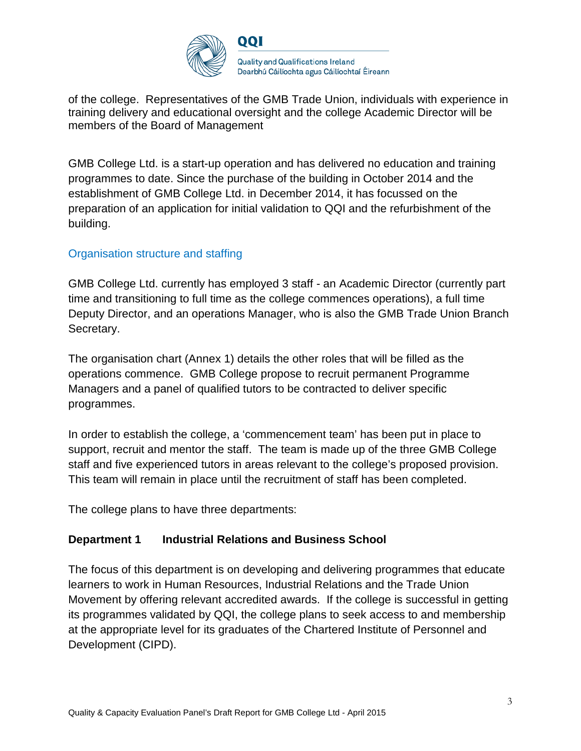of the college. Representatives of the GMB Trade Union, individuals with experience in training delivery and educational oversight and the college Academic Director will be members of the Board of Management

GMB College Ltd. is a start-up operation and has delivered no education and training programmes to date. Since the purchase of the building in October 2014 and the establishment of GMB College Ltd. in December 2014, it has focussed on the preparation of an application for initial validation to QQI and the refurbishment of the building.

## Organisation structure and staffing

GMB College Ltd. currently has employed 3 staff - an Academic Director (currently part time and transitioning to full time as the college commences operations), a full time Deputy Director, and an operations Manager, who is also the GMB Trade Union Branch Secretary.

The organisation chart (Annex 1) details the other roles that will be filled as the operations commence. GMB College propose to recruit permanent Programme Managers and a panel of qualified tutors to be contracted to deliver specific programmes.

In order to establish the college, a 'commencement team' has been put in place to support, recruit and mentor the staff. The team is made up of the three GMB College staff and five experienced tutors in areas relevant to the college's proposed provision. This team will remain in place until the recruitment of staff has been completed.

The college plans to have three departments:

**Department 1 Industrial Relations and Business School**

The focus of this department is on developing and delivering programmes that educate learners to work in Human Resources, Industrial Relations and the Trade Union Movement by offering relevant accredited awards. If the college is successful in getting its programmes validated by QQI, the college plans to seek access to and membership at the appropriate level for its graduates of the Chartered Institute of Personnel and Development (CIPD).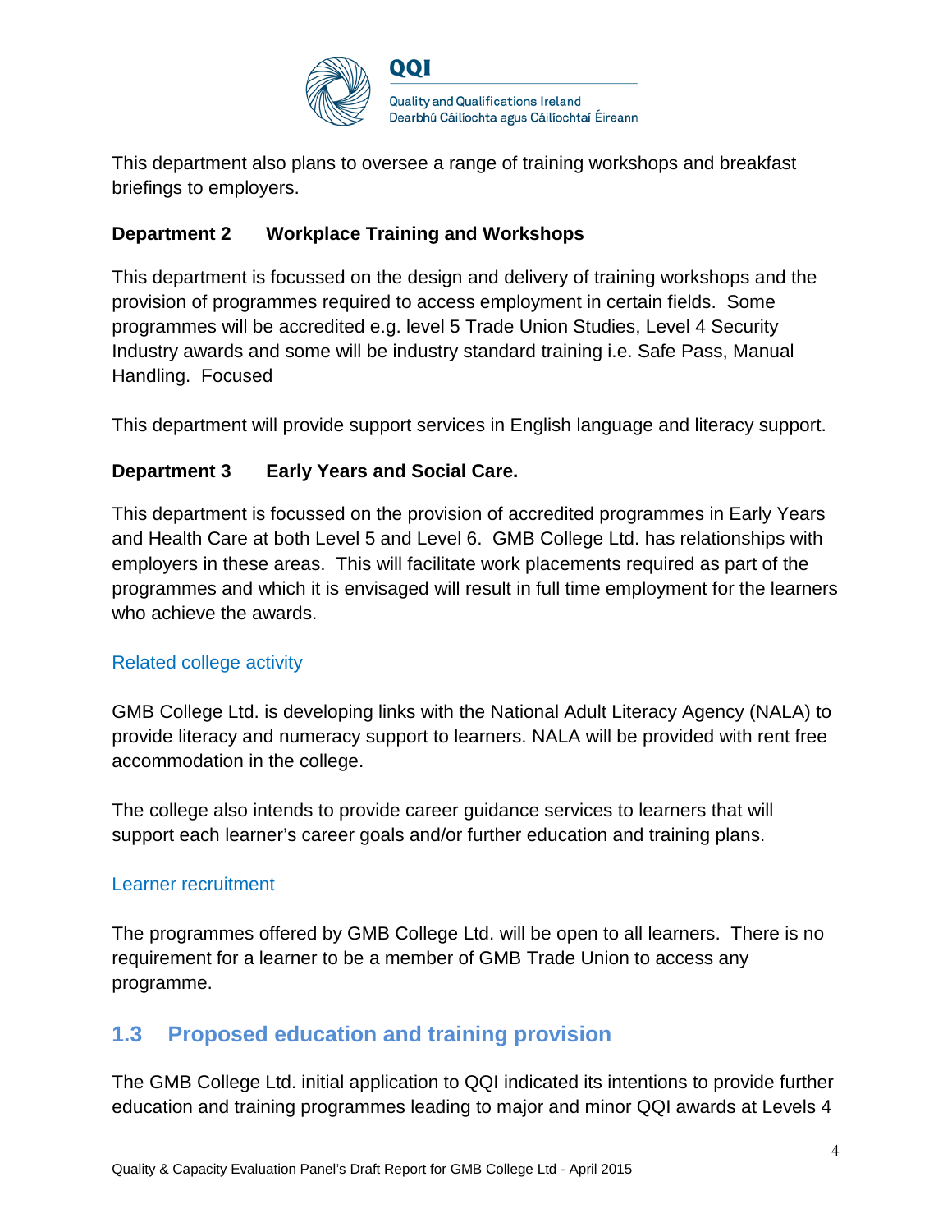This department also plans to oversee a range of training workshops and breakfast briefings to employers.

**Department 2 Workplace Training and Workshops**

This department is focussed on the design and delivery of training workshops and the provision of programmes required to access employment in certain fields. Some programmes will be accredited e.g. level 5 Trade Union Studies, Level 4 Security Industry awards and some will be industry standard training i.e. Safe Pass, Manual Handling. Focused

This department will provide support services in English language and literacy support.

**Department 3 Early Years and Social Care.**

This department is focussed on the provision of accredited programmes in Early Years and Health Care at both Level 5 and Level 6. GMB College Ltd. has relationships with employers in these areas. This will facilitate work placements required as part of the programmes and which it is envisaged will result in full time employment for the learners who achieve the awards.

### Related college activity

GMB College Ltd. is developing links with the National Adult Literacy Agency (NALA) to provide literacy and numeracy support to learners. NALA will be provided with rent free accommodation in the college.

The college also intends to provide career guidance services to learners that will support each learner's career goals and/or further education and training plans.

### Learner recruitment

The programmes offered by GMB College Ltd. will be open to all learners. There is no requirement for a learner to be a member of GMB Trade Union to access any programme.

## 1.3 Proposed education and training provision

The GMB College Ltd. initial application to QQI indicated its intentions to provide further education and training programmes leading to major and minor QQI awards at Levels 4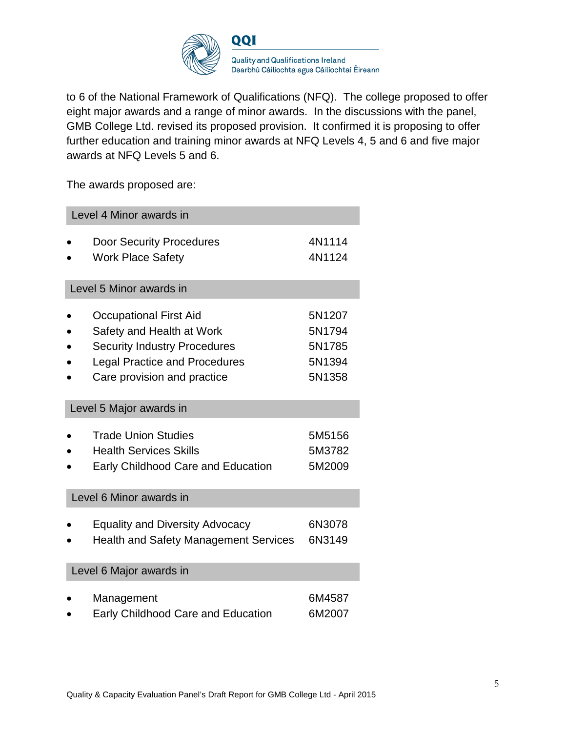to 6 of the National Framework of Qualifications (NFQ). The college proposed to offer eight major awards and a range of minor awards. In the discussions with the panel, GMB College Ltd. revised its proposed provision. It confirmed it is proposing to offer further education and training minor awards at NFQ Levels 4, 5 and 6 and five major awards at NFQ Levels 5 and 6.

The awards proposed are:

| Level 4 Minor awards in | |
|---|---|
| • Door Security Procedures | 4N1114 |
| • Work Place Safety | 4N1124 |
| **Level 5 Minor awards in** | |
| • Occupational First Aid | 5N1207 |
| • Safety and Health at Work | 5N1794 |
| • Security Industry Procedures | 5N1785 |
| • Legal Practice and Procedures | 5N1394 |
| • Care provision and practice | 5N1358 |
| **Level 5 Major awards in** | |
| • Trade Union Studies | 5M5156 |
| • Health Services Skills | 5M3782 |
| • Early Childhood Care and Education | 5M2009 |
| **Level 6 Minor awards in** | |
| • Equality and Diversity Advocacy | 6N3078 |
| • Health and Safety Management Services | 6N3149 |
| **Level 6 Major awards in** | |
| • Management | 6M4587 |
| • Early Childhood Care and Education | 6M2007 |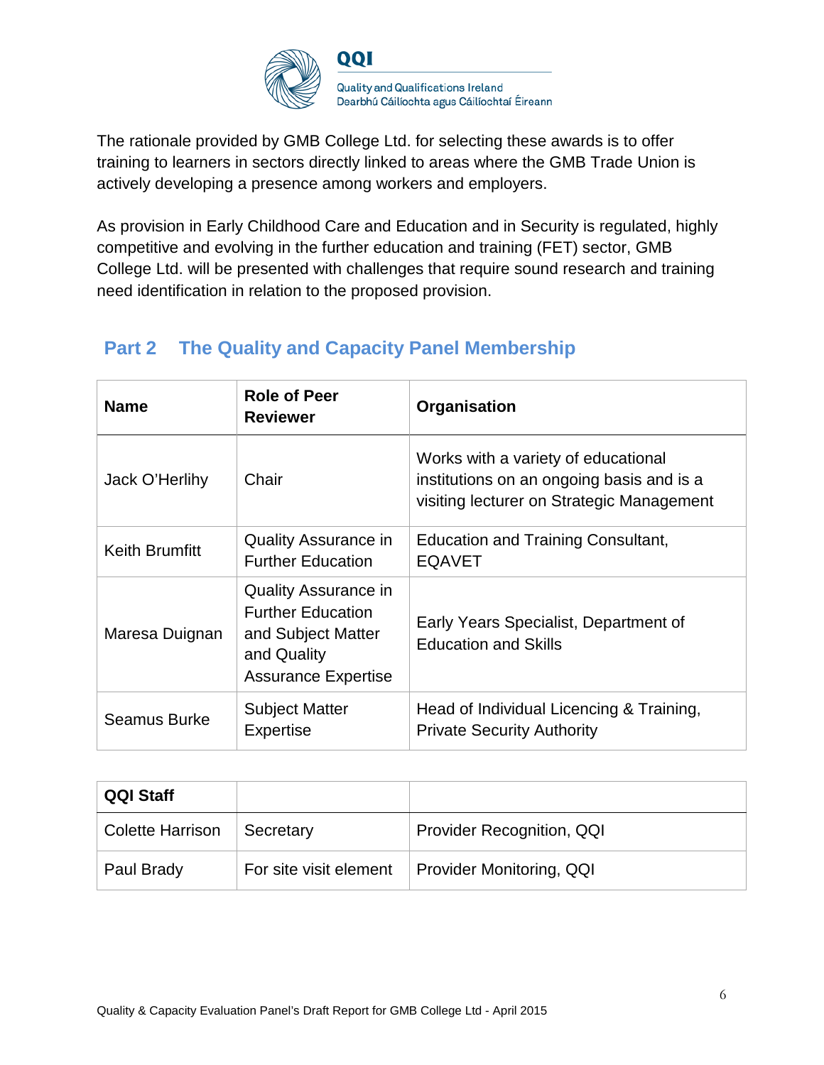The rationale provided by GMB College Ltd. for selecting these awards is to offer training to learners in sectors directly linked to areas where the GMB Trade Union is actively developing a presence among workers and employers.

As provision in Early Childhood Care and Education and in Security is regulated, highly competitive and evolving in the further education and training (FET) sector, GMB College Ltd. will be presented with challenges that require sound research and training need identification in relation to the proposed provision.

## Part 2 The Quality and Capacity Panel Membership

| Name | Role of Peer Reviewer | Organisation |
|---|---|---|
| Jack O'Herlihy | Chair | Works with a variety of educational institutions on an ongoing basis and is a visiting lecturer on Strategic Management |
| Keith Brumfitt | Quality Assurance in Further Education | Education and Training Consultant, EQAVET |
| Maresa Duignan | Quality Assurance in Further Education and Subject Matter and Quality Assurance Expertise | Early Years Specialist, Department of Education and Skills |
| Seamus Burke | Subject Matter Expertise | Head of Individual Licencing & Training, Private Security Authority |

| QQI Staff | | |
|---|---|---|
| Colette Harrison | Secretary | Provider Recognition, QQI |
| Paul Brady | For site visit element | Provider Monitoring, QQI |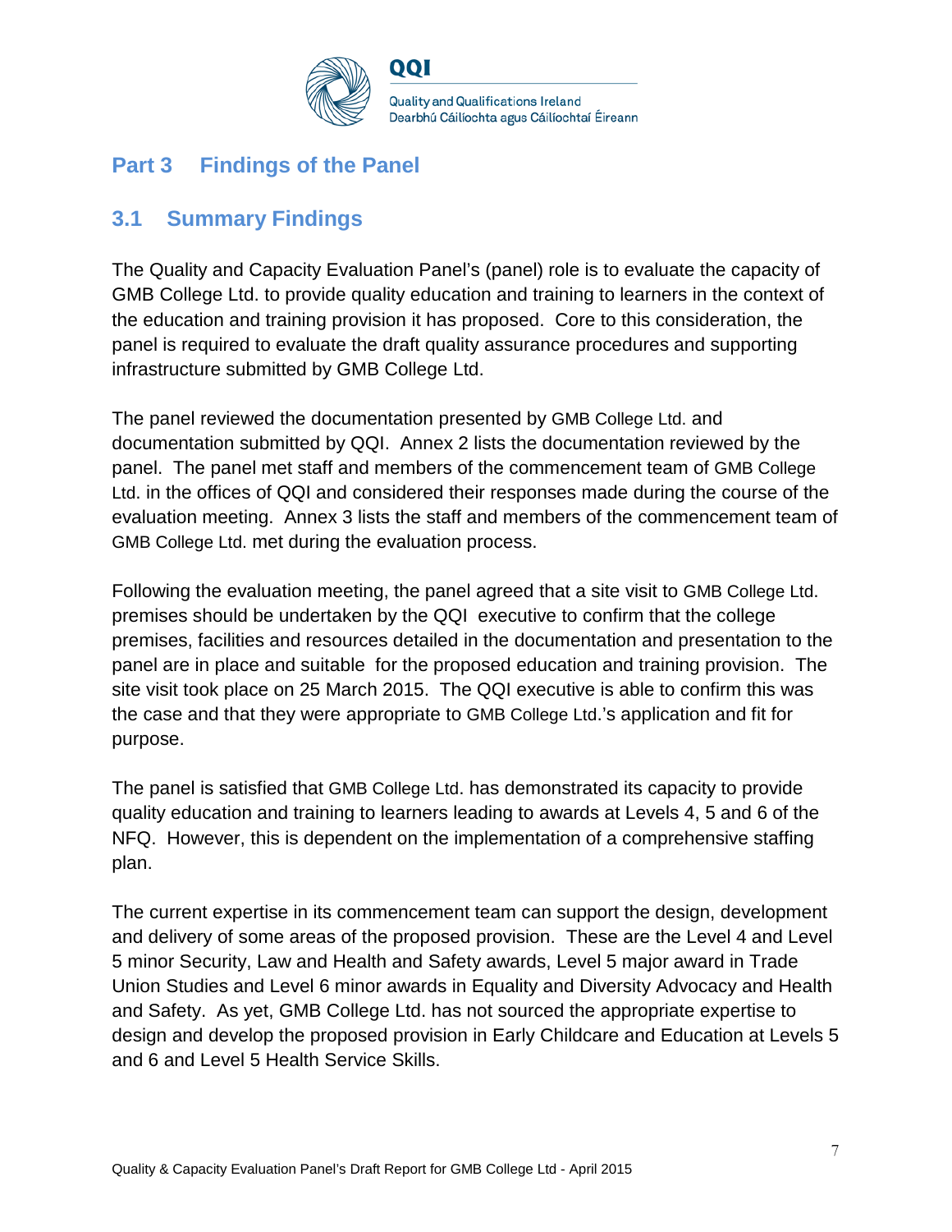# Part 3 Findings of the Panel

## 3.1 Summary Findings

The Quality and Capacity Evaluation Panel's (panel) role is to evaluate the capacity of GMB College Ltd. to provide quality education and training to learners in the context of the education and training provision it has proposed. Core to this consideration, the panel is required to evaluate the draft quality assurance procedures and supporting infrastructure submitted by GMB College Ltd.

The panel reviewed the documentation presented by GMB College Ltd. and documentation submitted by QQI. Annex 2 lists the documentation reviewed by the panel. The panel met staff and members of the commencement team of GMB College Ltd. in the offices of QQI and considered their responses made during the course of the evaluation meeting. Annex 3 lists the staff and members of the commencement team of GMB College Ltd. met during the evaluation process.

Following the evaluation meeting, the panel agreed that a site visit to GMB College Ltd. premises should be undertaken by the QQI executive to confirm that the college premises, facilities and resources detailed in the documentation and presentation to the panel are in place and suitable for the proposed education and training provision. The site visit took place on 25 March 2015. The QQI executive is able to confirm this was the case and that they were appropriate to GMB College Ltd.'s application and fit for purpose.

The panel is satisfied that GMB College Ltd. has demonstrated its capacity to provide quality education and training to learners leading to awards at Levels 4, 5 and 6 of the NFQ. However, this is dependent on the implementation of a comprehensive staffing plan.

The current expertise in its commencement team can support the design, development and delivery of some areas of the proposed provision. These are the Level 4 and Level 5 minor Security, Law and Health and Safety awards, Level 5 major award in Trade Union Studies and Level 6 minor awards in Equality and Diversity Advocacy and Health and Safety. As yet, GMB College Ltd. has not sourced the appropriate expertise to design and develop the proposed provision in Early Childcare and Education at Levels 5 and 6 and Level 5 Health Service Skills.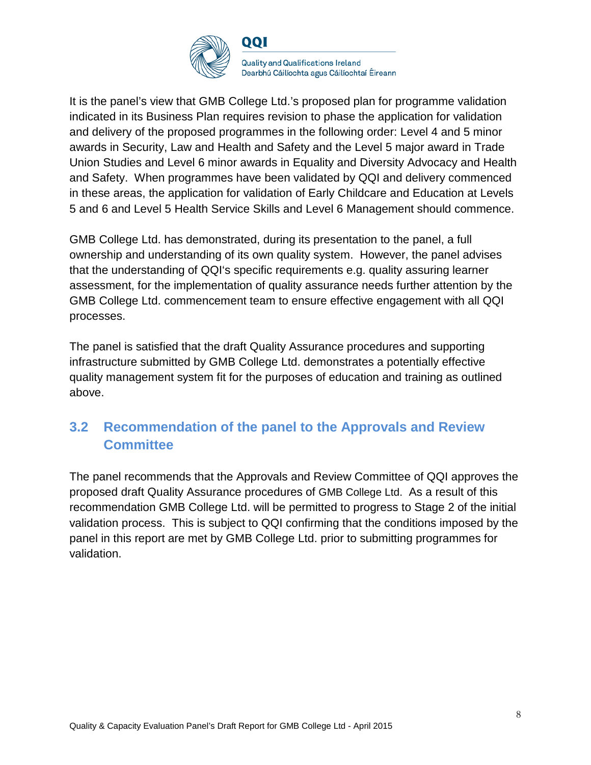It is the panel's view that GMB College Ltd.'s proposed plan for programme validation indicated in its Business Plan requires revision to phase the application for validation and delivery of the proposed programmes in the following order: Level 4 and 5 minor awards in Security, Law and Health and Safety and the Level 5 major award in Trade Union Studies and Level 6 minor awards in Equality and Diversity Advocacy and Health and Safety. When programmes have been validated by QQI and delivery commenced in these areas, the application for validation of Early Childcare and Education at Levels 5 and 6 and Level 5 Health Service Skills and Level 6 Management should commence.

GMB College Ltd. has demonstrated, during its presentation to the panel, a full ownership and understanding of its own quality system. However, the panel advises that the understanding of QQI's specific requirements e.g. quality assuring learner assessment, for the implementation of quality assurance needs further attention by the GMB College Ltd. commencement team to ensure effective engagement with all QQI processes.

The panel is satisfied that the draft Quality Assurance procedures and supporting infrastructure submitted by GMB College Ltd. demonstrates a potentially effective quality management system fit for the purposes of education and training as outlined above.

## 3.2 Recommendation of the panel to the Approvals and Review Committee

The panel recommends that the Approvals and Review Committee of QQI approves the proposed draft Quality Assurance procedures of GMB College Ltd. As a result of this recommendation GMB College Ltd. will be permitted to progress to Stage 2 of the initial validation process. This is subject to QQI confirming that the conditions imposed by the panel in this report are met by GMB College Ltd. prior to submitting programmes for validation.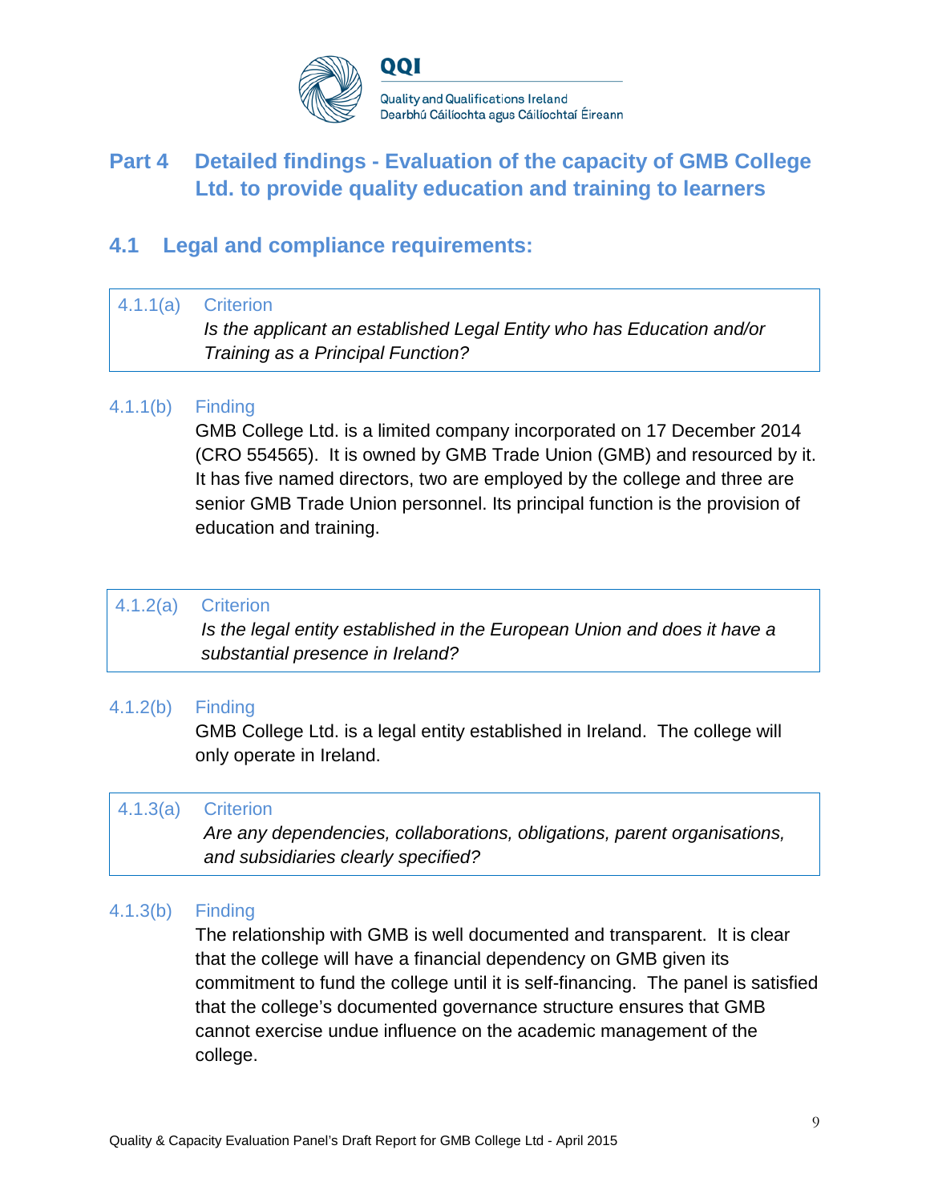# Part 4 Detailed findings - Evaluation of the capacity of GMB College Ltd. to provide quality education and training to learners

## 4.1 Legal and compliance requirements:

**4.1.1(a) Criterion**

*Is the applicant an established Legal Entity who has Education and/or Training as a Principal Function?*

**4.1.1(b) Finding**

GMB College Ltd. is a limited company incorporated on 17 December 2014 (CRO 554565). It is owned by GMB Trade Union (GMB) and resourced by it. It has five named directors, two are employed by the college and three are senior GMB Trade Union personnel. Its principal function is the provision of education and training.

**4.1.2(a) Criterion**

*Is the legal entity established in the European Union and does it have a substantial presence in Ireland?*

**4.1.2(b) Finding**

GMB College Ltd. is a legal entity established in Ireland. The college will only operate in Ireland.

**4.1.3(a) Criterion**

*Are any dependencies, collaborations, obligations, parent organisations, and subsidiaries clearly specified?*

**4.1.3(b) Finding**

The relationship with GMB is well documented and transparent. It is clear that the college will have a financial dependency on GMB given its commitment to fund the college until it is self-financing. The panel is satisfied that the college's documented governance structure ensures that GMB cannot exercise undue influence on the academic management of the college.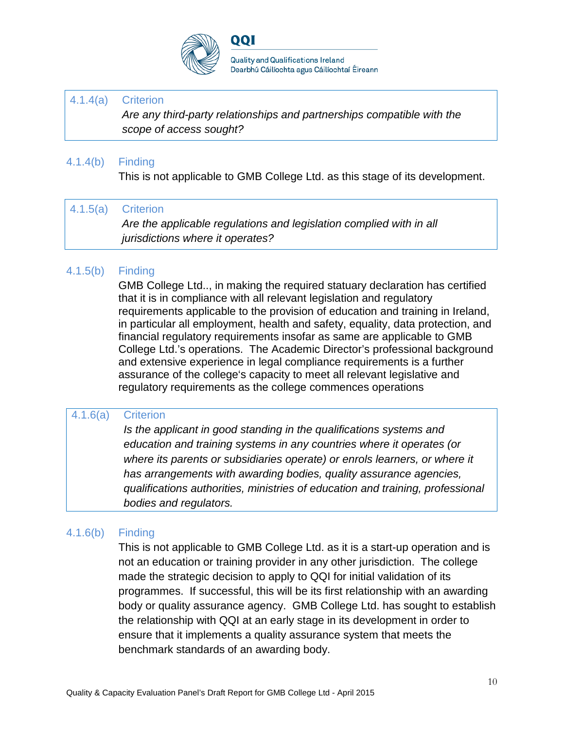| 4.1.4(a) | Criterion |
|---|---|
| | *Are any third-party relationships and partnerships compatible with the scope of access sought?* |

**4.1.4(b) Finding**

This is not applicable to GMB College Ltd. as this stage of its development.

| 4.1.5(a) | Criterion |
|---|---|
| | *Are the applicable regulations and legislation complied with in all jurisdictions where it operates?* |

**4.1.5(b) Finding**

GMB College Ltd.., in making the required statuary declaration has certified that it is in compliance with all relevant legislation and regulatory requirements applicable to the provision of education and training in Ireland, in particular all employment, health and safety, equality, data protection, and financial regulatory requirements insofar as same are applicable to GMB College Ltd.'s operations. The Academic Director's professional background and extensive experience in legal compliance requirements is a further assurance of the college's capacity to meet all relevant legislative and regulatory requirements as the college commences operations

| 4.1.6(a) | Criterion |
|---|---|
| | *Is the applicant in good standing in the qualifications systems and education and training systems in any countries where it operates (or where its parents or subsidiaries operate) or enrols learners, or where it has arrangements with awarding bodies, quality assurance agencies, qualifications authorities, ministries of education and training, professional bodies and regulators.* |

**4.1.6(b) Finding**

This is not applicable to GMB College Ltd. as it is a start-up operation and is not an education or training provider in any other jurisdiction. The college made the strategic decision to apply to QQI for initial validation of its programmes. If successful, this will be its first relationship with an awarding body or quality assurance agency. GMB College Ltd. has sought to establish the relationship with QQI at an early stage in its development in order to ensure that it implements a quality assurance system that meets the benchmark standards of an awarding body.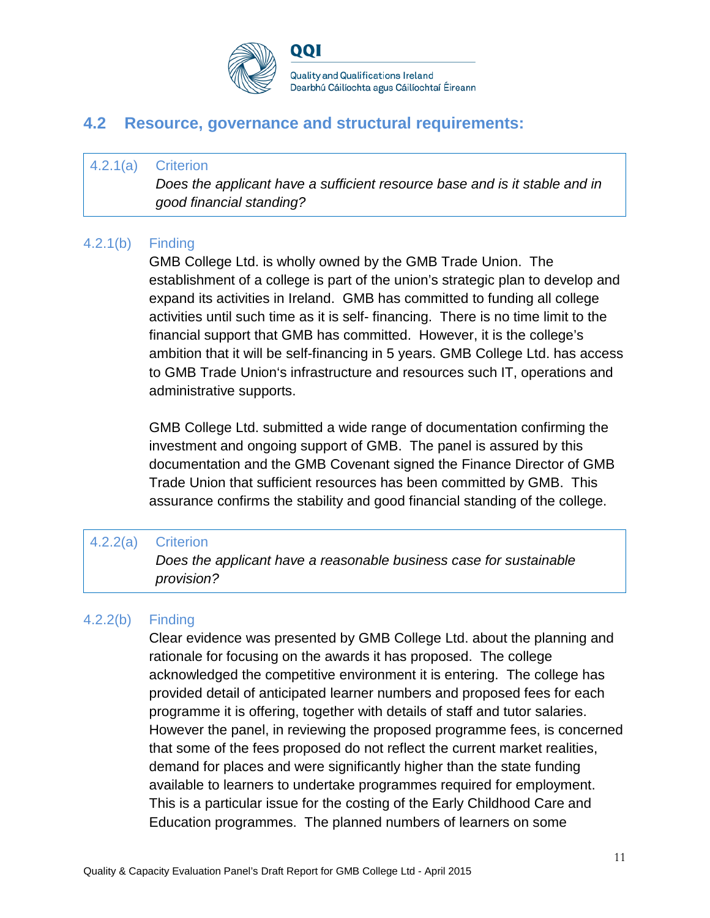## 4.2 Resource, governance and structural requirements:

**4.2.1(a) Criterion**

*Does the applicant have a sufficient resource base and is it stable and in good financial standing?*

**4.2.1(b) Finding**

GMB College Ltd. is wholly owned by the GMB Trade Union. The establishment of a college is part of the union's strategic plan to develop and expand its activities in Ireland. GMB has committed to funding all college activities until such time as it is self- financing. There is no time limit to the financial support that GMB has committed. However, it is the college's ambition that it will be self-financing in 5 years. GMB College Ltd. has access to GMB Trade Union's infrastructure and resources such IT, operations and administrative supports.

GMB College Ltd. submitted a wide range of documentation confirming the investment and ongoing support of GMB. The panel is assured by this documentation and the GMB Covenant signed the Finance Director of GMB Trade Union that sufficient resources has been committed by GMB. This assurance confirms the stability and good financial standing of the college.

**4.2.2(a) Criterion**

*Does the applicant have a reasonable business case for sustainable provision?*

**4.2.2(b) Finding**

Clear evidence was presented by GMB College Ltd. about the planning and rationale for focusing on the awards it has proposed. The college acknowledged the competitive environment it is entering. The college has provided detail of anticipated learner numbers and proposed fees for each programme it is offering, together with details of staff and tutor salaries. However the panel, in reviewing the proposed programme fees, is concerned that some of the fees proposed do not reflect the current market realities, demand for places and were significantly higher than the state funding available to learners to undertake programmes required for employment. This is a particular issue for the costing of the Early Childhood Care and Education programmes. The planned numbers of learners on some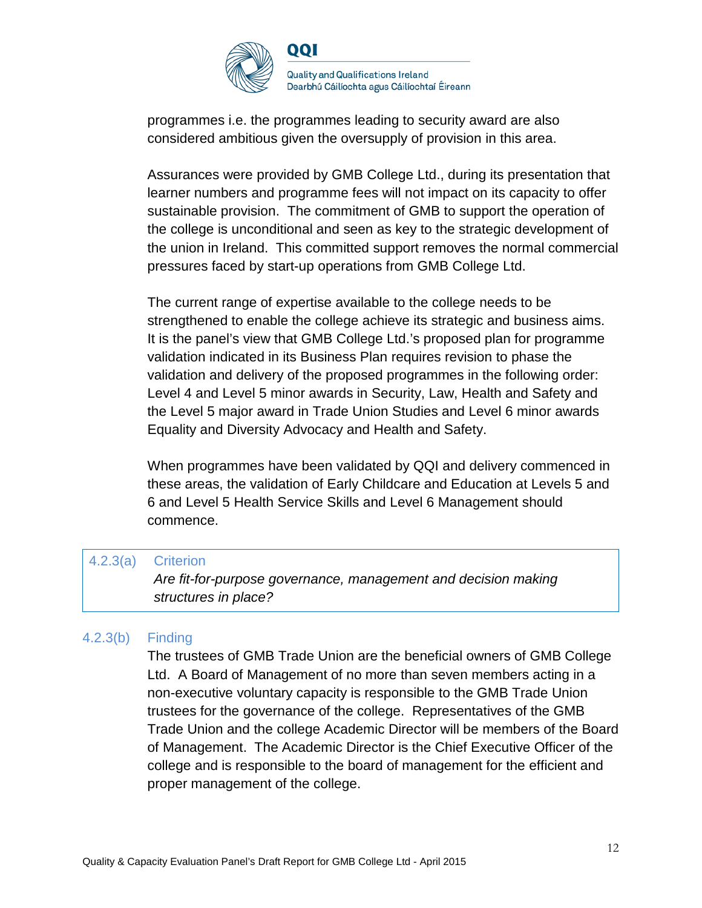programmes i.e. the programmes leading to security award are also considered ambitious given the oversupply of provision in this area.

Assurances were provided by GMB College Ltd., during its presentation that learner numbers and programme fees will not impact on its capacity to offer sustainable provision. The commitment of GMB to support the operation of the college is unconditional and seen as key to the strategic development of the union in Ireland. This committed support removes the normal commercial pressures faced by start-up operations from GMB College Ltd.

The current range of expertise available to the college needs to be strengthened to enable the college achieve its strategic and business aims. It is the panel's view that GMB College Ltd.'s proposed plan for programme validation indicated in its Business Plan requires revision to phase the validation and delivery of the proposed programmes in the following order: Level 4 and Level 5 minor awards in Security, Law, Health and Safety and the Level 5 major award in Trade Union Studies and Level 6 minor awards Equality and Diversity Advocacy and Health and Safety.

When programmes have been validated by QQI and delivery commenced in these areas, the validation of Early Childcare and Education at Levels 5 and 6 and Level 5 Health Service Skills and Level 6 Management should commence.

| 4.2.3(a) | Criterion<br>*Are fit-for-purpose governance, management and decision making structures in place?* |
|---|---|

4.2.3(b) Finding

The trustees of GMB Trade Union are the beneficial owners of GMB College Ltd. A Board of Management of no more than seven members acting in a non-executive voluntary capacity is responsible to the GMB Trade Union trustees for the governance of the college. Representatives of the GMB Trade Union and the college Academic Director will be members of the Board of Management. The Academic Director is the Chief Executive Officer of the college and is responsible to the board of management for the efficient and proper management of the college.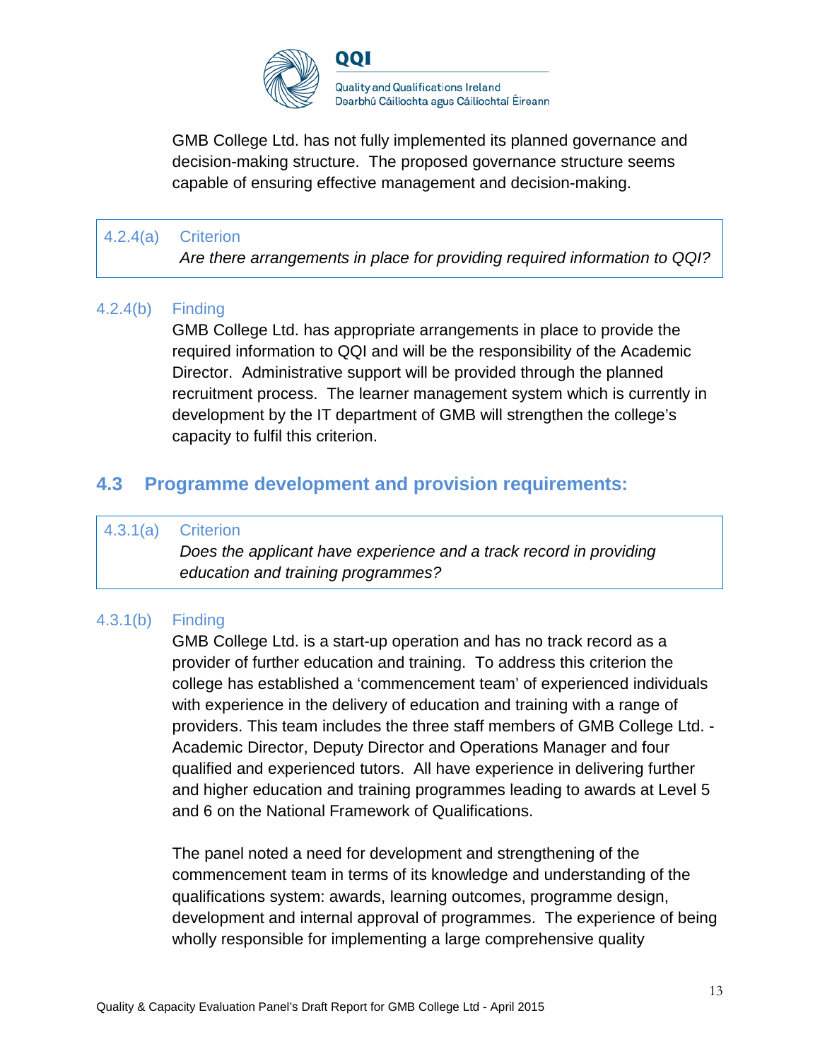GMB College Ltd. has not fully implemented its planned governance and decision-making structure. The proposed governance structure seems capable of ensuring effective management and decision-making.

| 4.2.4(a) | Criterion<br>*Are there arrangements in place for providing required information to QQI?* |
|---|---|

4.2.4(b) Finding

GMB College Ltd. has appropriate arrangements in place to provide the required information to QQI and will be the responsibility of the Academic Director. Administrative support will be provided through the planned recruitment process. The learner management system which is currently in development by the IT department of GMB will strengthen the college's capacity to fulfil this criterion.

## 4.3 Programme development and provision requirements:

| 4.3.1(a) | Criterion<br>*Does the applicant have experience and a track record in providing education and training programmes?* |
|---|---|

4.3.1(b) Finding

GMB College Ltd. is a start-up operation and has no track record as a provider of further education and training. To address this criterion the college has established a 'commencement team' of experienced individuals with experience in the delivery of education and training with a range of providers. This team includes the three staff members of GMB College Ltd. - Academic Director, Deputy Director and Operations Manager and four qualified and experienced tutors. All have experience in delivering further and higher education and training programmes leading to awards at Level 5 and 6 on the National Framework of Qualifications.

The panel noted a need for development and strengthening of the commencement team in terms of its knowledge and understanding of the qualifications system: awards, learning outcomes, programme design, development and internal approval of programmes. The experience of being wholly responsible for implementing a large comprehensive quality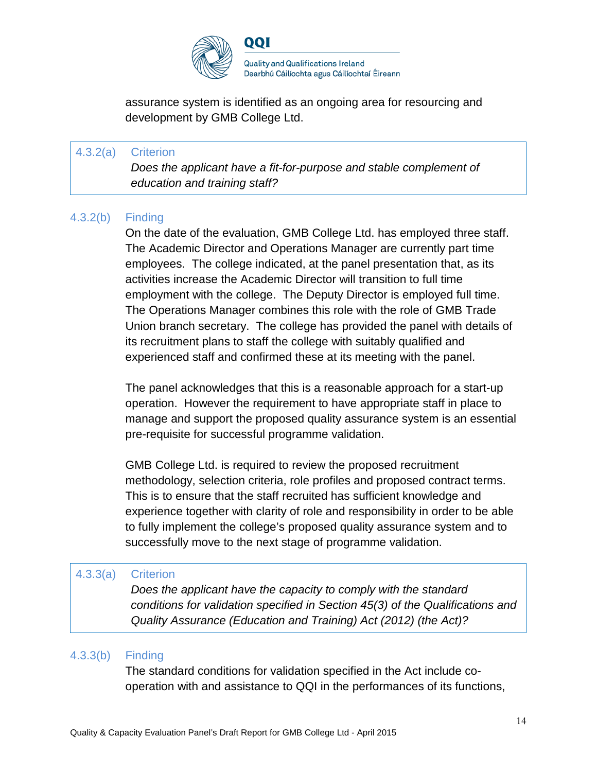assurance system is identified as an ongoing area for resourcing and development by GMB College Ltd.

| 4.3.2(a) | Criterion |
|---|---|
| | *Does the applicant have a fit-for-purpose and stable complement of education and training staff?* |

4.3.2(b) Finding

On the date of the evaluation, GMB College Ltd. has employed three staff. The Academic Director and Operations Manager are currently part time employees. The college indicated, at the panel presentation that, as its activities increase the Academic Director will transition to full time employment with the college. The Deputy Director is employed full time. The Operations Manager combines this role with the role of GMB Trade Union branch secretary. The college has provided the panel with details of its recruitment plans to staff the college with suitably qualified and experienced staff and confirmed these at its meeting with the panel.

The panel acknowledges that this is a reasonable approach for a start-up operation. However the requirement to have appropriate staff in place to manage and support the proposed quality assurance system is an essential pre-requisite for successful programme validation.

GMB College Ltd. is required to review the proposed recruitment methodology, selection criteria, role profiles and proposed contract terms. This is to ensure that the staff recruited has sufficient knowledge and experience together with clarity of role and responsibility in order to be able to fully implement the college's proposed quality assurance system and to successfully move to the next stage of programme validation.

| 4.3.3(a) | Criterion |
|---|---|
| | *Does the applicant have the capacity to comply with the standard conditions for validation specified in Section 45(3) of the Qualifications and Quality Assurance (Education and Training) Act (2012) (the Act)?* |

4.3.3(b) Finding

The standard conditions for validation specified in the Act include co-operation with and assistance to QQI in the performances of its functions,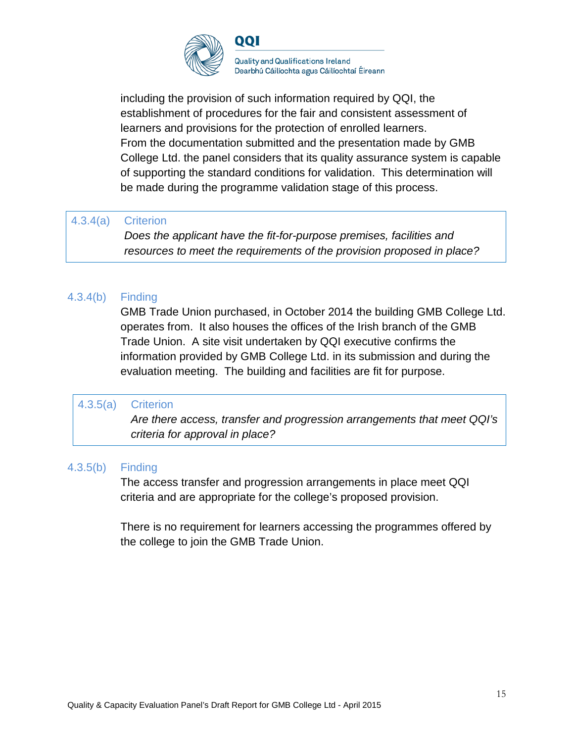including the provision of such information required by QQI, the establishment of procedures for the fair and consistent assessment of learners and provisions for the protection of enrolled learners.
From the documentation submitted and the presentation made by GMB College Ltd. the panel considers that its quality assurance system is capable of supporting the standard conditions for validation. This determination will be made during the programme validation stage of this process.

**4.3.4(a) Criterion**

*Does the applicant have the fit-for-purpose premises, facilities and resources to meet the requirements of the provision proposed in place?*

**4.3.4(b) Finding**

GMB Trade Union purchased, in October 2014 the building GMB College Ltd. operates from. It also houses the offices of the Irish branch of the GMB Trade Union. A site visit undertaken by QQI executive confirms the information provided by GMB College Ltd. in its submission and during the evaluation meeting. The building and facilities are fit for purpose.

**4.3.5(a) Criterion**

*Are there access, transfer and progression arrangements that meet QQI's criteria for approval in place?*

**4.3.5(b) Finding**

The access transfer and progression arrangements in place meet QQI criteria and are appropriate for the college's proposed provision.

There is no requirement for learners accessing the programmes offered by the college to join the GMB Trade Union.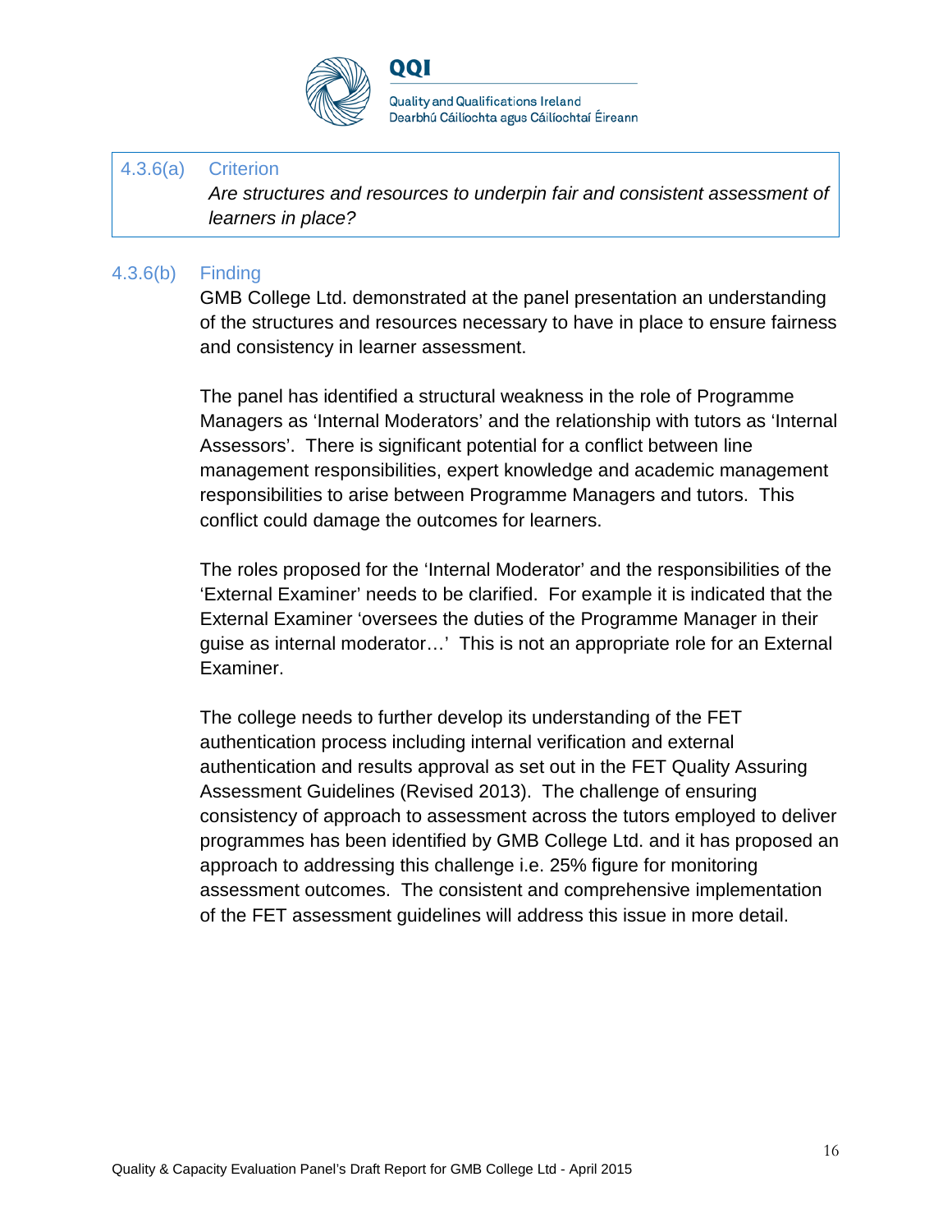### 4.3.6(a) Criterion

*Are structures and resources to underpin fair and consistent assessment of learners in place?*

### 4.3.6(b) Finding

GMB College Ltd. demonstrated at the panel presentation an understanding of the structures and resources necessary to have in place to ensure fairness and consistency in learner assessment.

The panel has identified a structural weakness in the role of Programme Managers as 'Internal Moderators' and the relationship with tutors as 'Internal Assessors'. There is significant potential for a conflict between line management responsibilities, expert knowledge and academic management responsibilities to arise between Programme Managers and tutors. This conflict could damage the outcomes for learners.

The roles proposed for the 'Internal Moderator' and the responsibilities of the 'External Examiner' needs to be clarified. For example it is indicated that the External Examiner 'oversees the duties of the Programme Manager in their guise as internal moderator…' This is not an appropriate role for an External Examiner.

The college needs to further develop its understanding of the FET authentication process including internal verification and external authentication and results approval as set out in the FET Quality Assuring Assessment Guidelines (Revised 2013). The challenge of ensuring consistency of approach to assessment across the tutors employed to deliver programmes has been identified by GMB College Ltd. and it has proposed an approach to addressing this challenge i.e. 25% figure for monitoring assessment outcomes. The consistent and comprehensive implementation of the FET assessment guidelines will address this issue in more detail.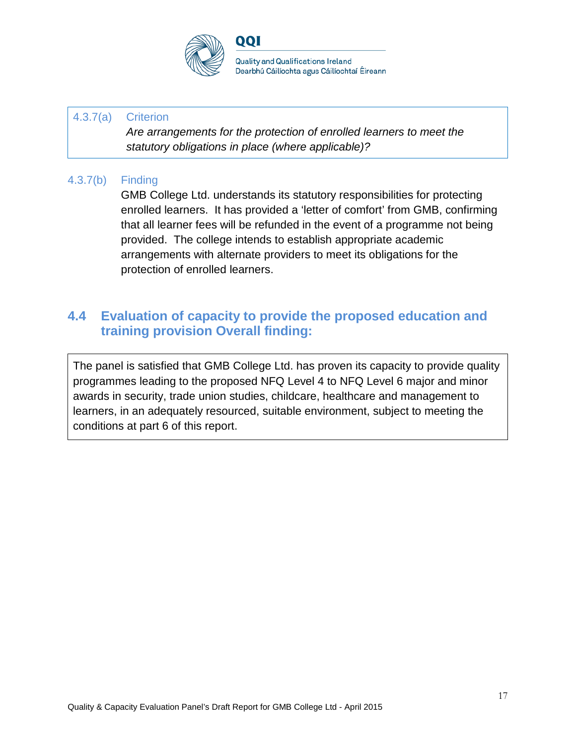4.3.7(a) Criterion

*Are arrangements for the protection of enrolled learners to meet the statutory obligations in place (where applicable)?*

4.3.7(b) Finding

GMB College Ltd. understands its statutory responsibilities for protecting enrolled learners. It has provided a 'letter of comfort' from GMB, confirming that all learner fees will be refunded in the event of a programme not being provided. The college intends to establish appropriate academic arrangements with alternate providers to meet its obligations for the protection of enrolled learners.

## 4.4 Evaluation of capacity to provide the proposed education and training provision Overall finding:

The panel is satisfied that GMB College Ltd. has proven its capacity to provide quality programmes leading to the proposed NFQ Level 4 to NFQ Level 6 major and minor awards in security, trade union studies, childcare, healthcare and management to learners, in an adequately resourced, suitable environment, subject to meeting the conditions at part 6 of this report.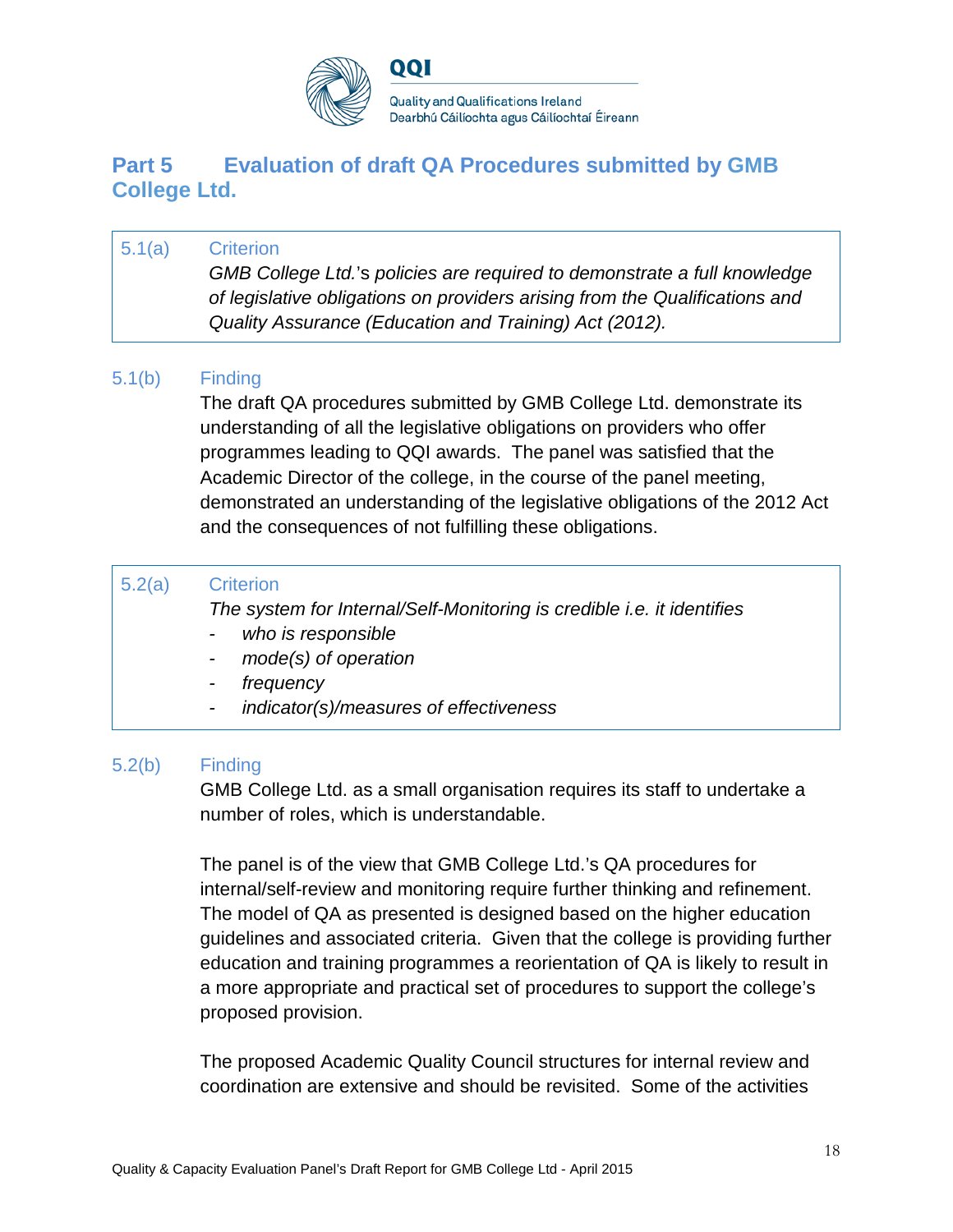## Part 5 Evaluation of draft QA Procedures submitted by GMB College Ltd.

| 5.1(a) | Criterion |
|---|---|
| | *GMB College Ltd.*'s *policies are required to demonstrate a full knowledge of legislative obligations on providers arising from the Qualifications and Quality Assurance (Education and Training) Act (2012).* |

**5.1(b) Finding**

The draft QA procedures submitted by GMB College Ltd. demonstrate its understanding of all the legislative obligations on providers who offer programmes leading to QQI awards. The panel was satisfied that the Academic Director of the college, in the course of the panel meeting, demonstrated an understanding of the legislative obligations of the 2012 Act and the consequences of not fulfilling these obligations.

| 5.2(a) | Criterion |
|---|---|
| | *The system for Internal/Self-Monitoring is credible i.e. it identifies*<br>- *who is responsible*<br>- *mode(s) of operation*<br>- *frequency*<br>- *indicator(s)/measures of effectiveness* |

**5.2(b) Finding**

GMB College Ltd. as a small organisation requires its staff to undertake a number of roles, which is understandable.

The panel is of the view that GMB College Ltd.'s QA procedures for internal/self-review and monitoring require further thinking and refinement. The model of QA as presented is designed based on the higher education guidelines and associated criteria. Given that the college is providing further education and training programmes a reorientation of QA is likely to result in a more appropriate and practical set of procedures to support the college's proposed provision.

The proposed Academic Quality Council structures for internal review and coordination are extensive and should be revisited. Some of the activities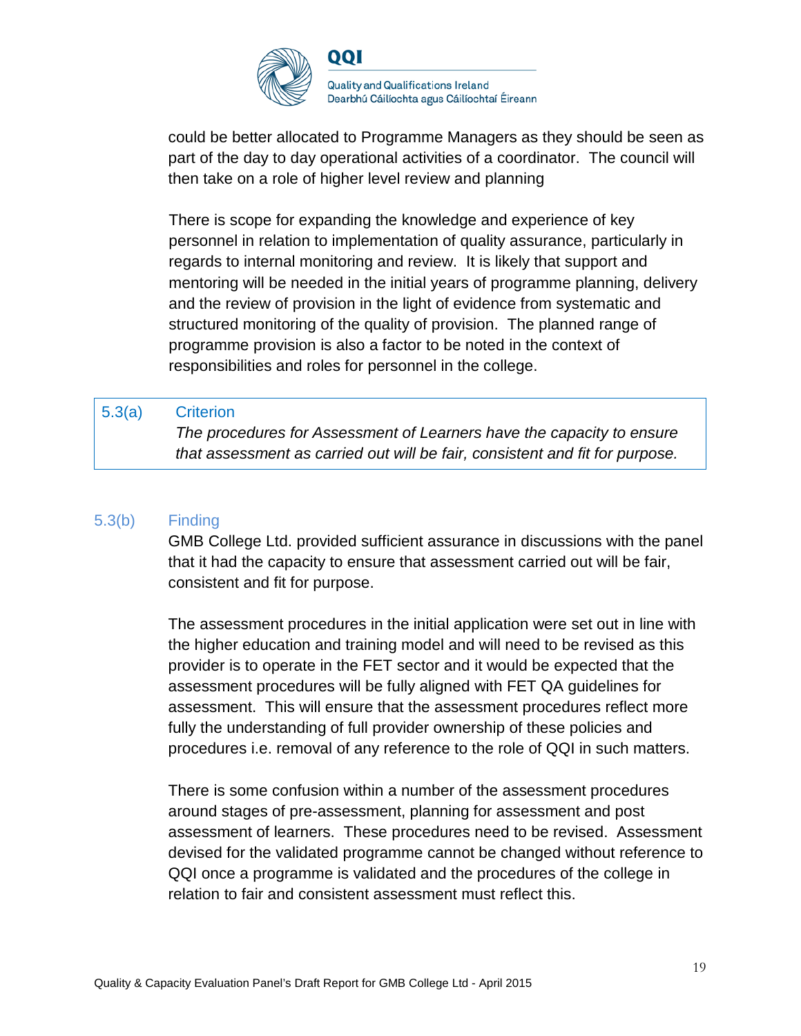could be better allocated to Programme Managers as they should be seen as part of the day to day operational activities of a coordinator. The council will then take on a role of higher level review and planning

There is scope for expanding the knowledge and experience of key personnel in relation to implementation of quality assurance, particularly in regards to internal monitoring and review. It is likely that support and mentoring will be needed in the initial years of programme planning, delivery and the review of provision in the light of evidence from systematic and structured monitoring of the quality of provision. The planned range of programme provision is also a factor to be noted in the context of responsibilities and roles for personnel in the college.

**5.3(a) Criterion**

*The procedures for Assessment of Learners have the capacity to ensure that assessment as carried out will be fair, consistent and fit for purpose.*

**5.3(b) Finding**

GMB College Ltd. provided sufficient assurance in discussions with the panel that it had the capacity to ensure that assessment carried out will be fair, consistent and fit for purpose.

The assessment procedures in the initial application were set out in line with the higher education and training model and will need to be revised as this provider is to operate in the FET sector and it would be expected that the assessment procedures will be fully aligned with FET QA guidelines for assessment. This will ensure that the assessment procedures reflect more fully the understanding of full provider ownership of these policies and procedures i.e. removal of any reference to the role of QQI in such matters.

There is some confusion within a number of the assessment procedures around stages of pre-assessment, planning for assessment and post assessment of learners. These procedures need to be revised. Assessment devised for the validated programme cannot be changed without reference to QQI once a programme is validated and the procedures of the college in relation to fair and consistent assessment must reflect this.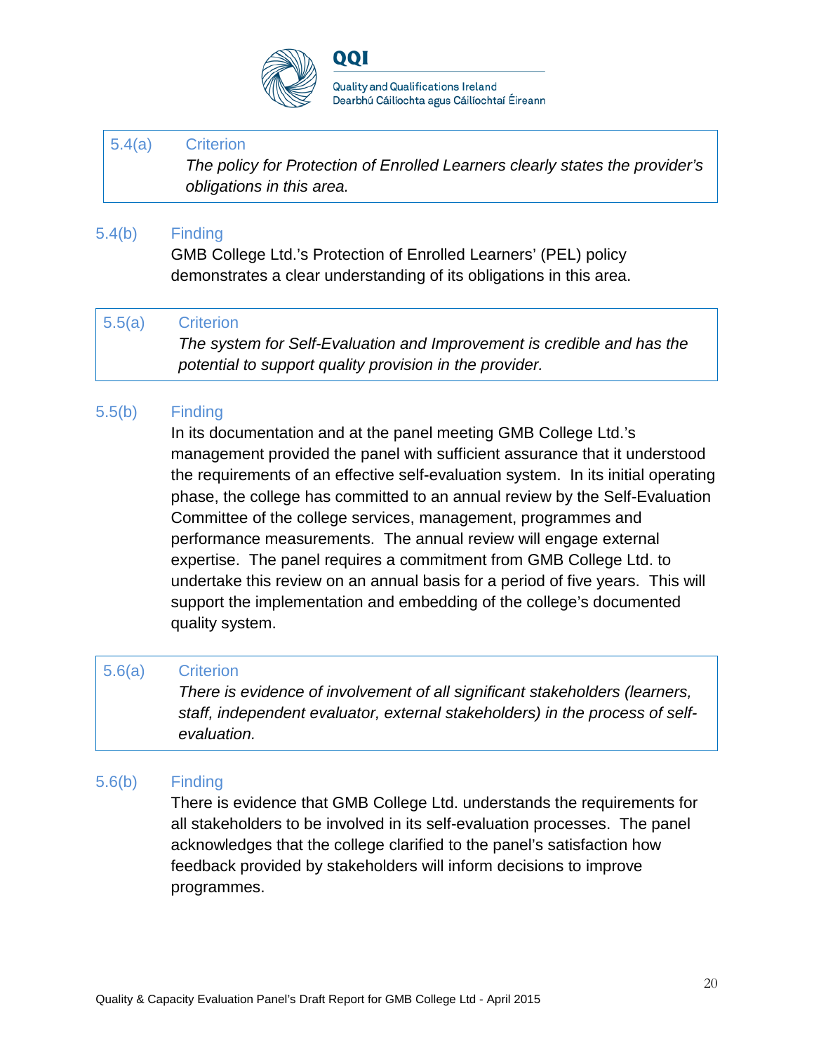5.4(a) Criterion

*The policy for Protection of Enrolled Learners clearly states the provider's obligations in this area.*

5.4(b) Finding

GMB College Ltd.'s Protection of Enrolled Learners' (PEL) policy demonstrates a clear understanding of its obligations in this area.

5.5(a) Criterion

*The system for Self-Evaluation and Improvement is credible and has the potential to support quality provision in the provider.*

5.5(b) Finding

In its documentation and at the panel meeting GMB College Ltd.'s management provided the panel with sufficient assurance that it understood the requirements of an effective self-evaluation system. In its initial operating phase, the college has committed to an annual review by the Self-Evaluation Committee of the college services, management, programmes and performance measurements. The annual review will engage external expertise. The panel requires a commitment from GMB College Ltd. to undertake this review on an annual basis for a period of five years. This will support the implementation and embedding of the college's documented quality system.

5.6(a) Criterion

*There is evidence of involvement of all significant stakeholders (learners, staff, independent evaluator, external stakeholders) in the process of self-evaluation.*

5.6(b) Finding

There is evidence that GMB College Ltd. understands the requirements for all stakeholders to be involved in its self-evaluation processes. The panel acknowledges that the college clarified to the panel's satisfaction how feedback provided by stakeholders will inform decisions to improve programmes.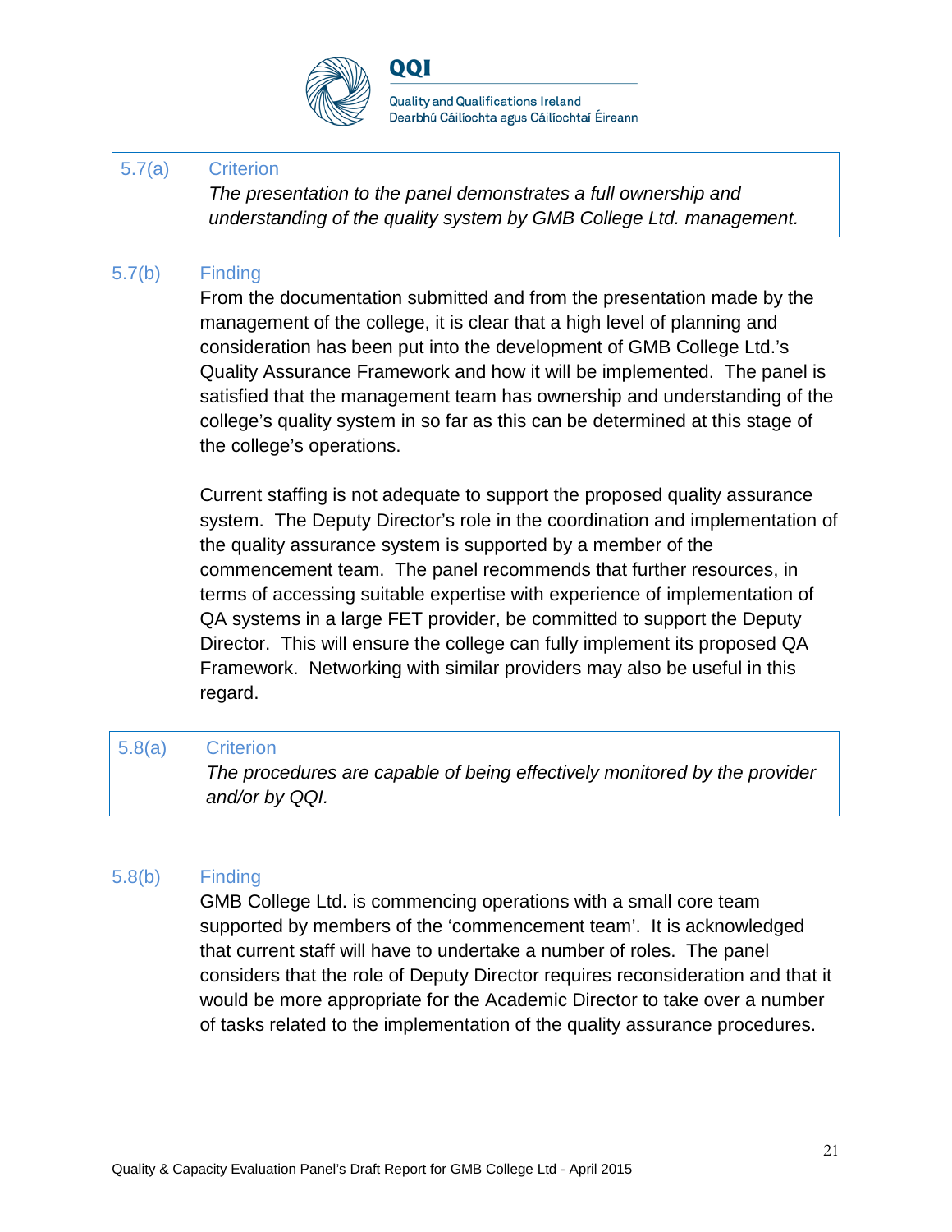**5.7(a) Criterion**

*The presentation to the panel demonstrates a full ownership and understanding of the quality system by GMB College Ltd. management.*

**5.7(b) Finding**

From the documentation submitted and from the presentation made by the management of the college, it is clear that a high level of planning and consideration has been put into the development of GMB College Ltd.'s Quality Assurance Framework and how it will be implemented. The panel is satisfied that the management team has ownership and understanding of the college's quality system in so far as this can be determined at this stage of the college's operations.

Current staffing is not adequate to support the proposed quality assurance system. The Deputy Director's role in the coordination and implementation of the quality assurance system is supported by a member of the commencement team. The panel recommends that further resources, in terms of accessing suitable expertise with experience of implementation of QA systems in a large FET provider, be committed to support the Deputy Director. This will ensure the college can fully implement its proposed QA Framework. Networking with similar providers may also be useful in this regard.

**5.8(a) Criterion**

*The procedures are capable of being effectively monitored by the provider and/or by QQI.*

**5.8(b) Finding**

GMB College Ltd. is commencing operations with a small core team supported by members of the 'commencement team'. It is acknowledged that current staff will have to undertake a number of roles. The panel considers that the role of Deputy Director requires reconsideration and that it would be more appropriate for the Academic Director to take over a number of tasks related to the implementation of the quality assurance procedures.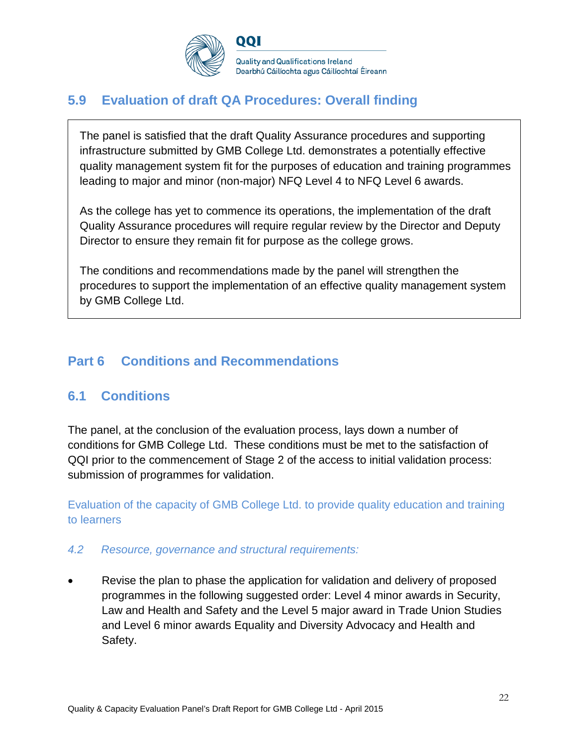## 5.9 Evaluation of draft QA Procedures: Overall finding

The panel is satisfied that the draft Quality Assurance procedures and supporting infrastructure submitted by GMB College Ltd. demonstrates a potentially effective quality management system fit for the purposes of education and training programmes leading to major and minor (non-major) NFQ Level 4 to NFQ Level 6 awards.

As the college has yet to commence its operations, the implementation of the draft Quality Assurance procedures will require regular review by the Director and Deputy Director to ensure they remain fit for purpose as the college grows.

The conditions and recommendations made by the panel will strengthen the procedures to support the implementation of an effective quality management system by GMB College Ltd.

# Part 6 Conditions and Recommendations

## 6.1 Conditions

The panel, at the conclusion of the evaluation process, lays down a number of conditions for GMB College Ltd. These conditions must be met to the satisfaction of QQI prior to the commencement of Stage 2 of the access to initial validation process: submission of programmes for validation.

Evaluation of the capacity of GMB College Ltd. to provide quality education and training to learners

*4.2 Resource, governance and structural requirements:*

- Revise the plan to phase the application for validation and delivery of proposed programmes in the following suggested order: Level 4 minor awards in Security, Law and Health and Safety and the Level 5 major award in Trade Union Studies and Level 6 minor awards Equality and Diversity Advocacy and Health and Safety.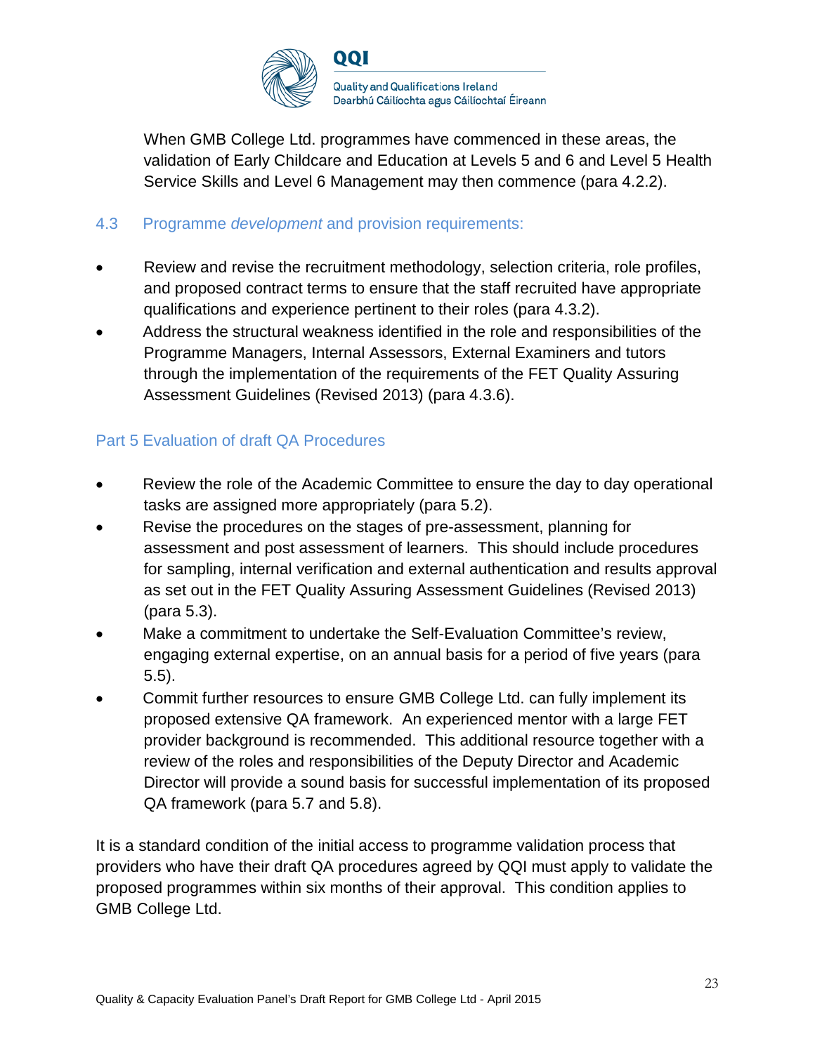When GMB College Ltd. programmes have commenced in these areas, the validation of Early Childcare and Education at Levels 5 and 6 and Level 5 Health Service Skills and Level 6 Management may then commence (para 4.2.2).

### 4.3 Programme *development* and provision requirements:

- Review and revise the recruitment methodology, selection criteria, role profiles, and proposed contract terms to ensure that the staff recruited have appropriate qualifications and experience pertinent to their roles (para 4.3.2).
- Address the structural weakness identified in the role and responsibilities of the Programme Managers, Internal Assessors, External Examiners and tutors through the implementation of the requirements of the FET Quality Assuring Assessment Guidelines (Revised 2013) (para 4.3.6).

### Part 5 Evaluation of draft QA Procedures

- Review the role of the Academic Committee to ensure the day to day operational tasks are assigned more appropriately (para 5.2).
- Revise the procedures on the stages of pre-assessment, planning for assessment and post assessment of learners. This should include procedures for sampling, internal verification and external authentication and results approval as set out in the FET Quality Assuring Assessment Guidelines (Revised 2013) (para 5.3).
- Make a commitment to undertake the Self-Evaluation Committee's review, engaging external expertise, on an annual basis for a period of five years (para 5.5).
- Commit further resources to ensure GMB College Ltd. can fully implement its proposed extensive QA framework. An experienced mentor with a large FET provider background is recommended. This additional resource together with a review of the roles and responsibilities of the Deputy Director and Academic Director will provide a sound basis for successful implementation of its proposed QA framework (para 5.7 and 5.8).

It is a standard condition of the initial access to programme validation process that providers who have their draft QA procedures agreed by QQI must apply to validate the proposed programmes within six months of their approval. This condition applies to GMB College Ltd.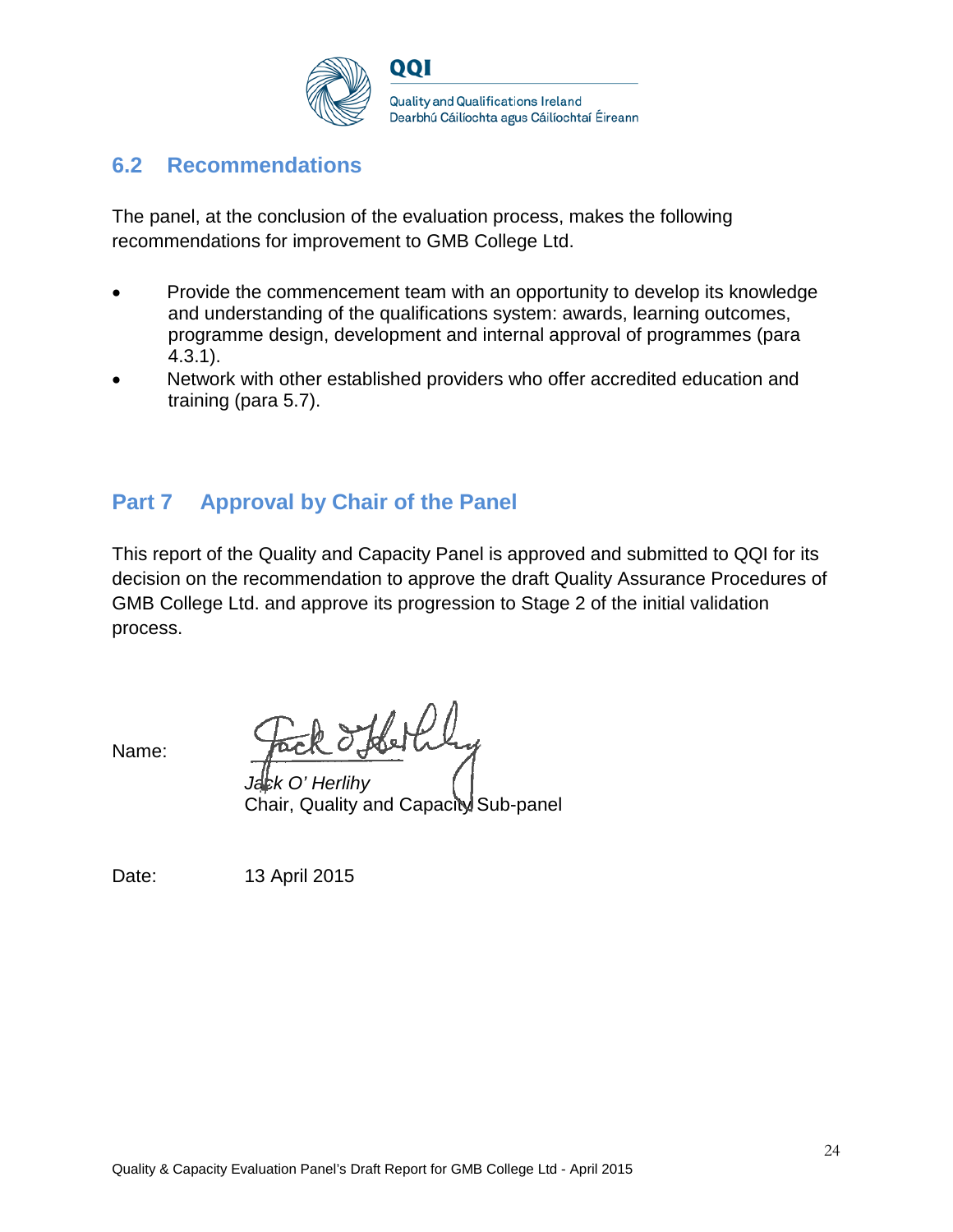## 6.2 Recommendations

The panel, at the conclusion of the evaluation process, makes the following recommendations for improvement to GMB College Ltd.

- Provide the commencement team with an opportunity to develop its knowledge and understanding of the qualifications system: awards, learning outcomes, programme design, development and internal approval of programmes (para 4.3.1).
- Network with other established providers who offer accredited education and training (para 5.7).

## Part 7 Approval by Chair of the Panel

This report of the Quality and Capacity Panel is approved and submitted to QQI for its decision on the recommendation to approve the draft Quality Assurance Procedures of GMB College Ltd. and approve its progression to Stage 2 of the initial validation process.

Name:

*Jack O' Herlihy*
Chair, Quality and Capacity Sub-panel

Date: 13 April 2015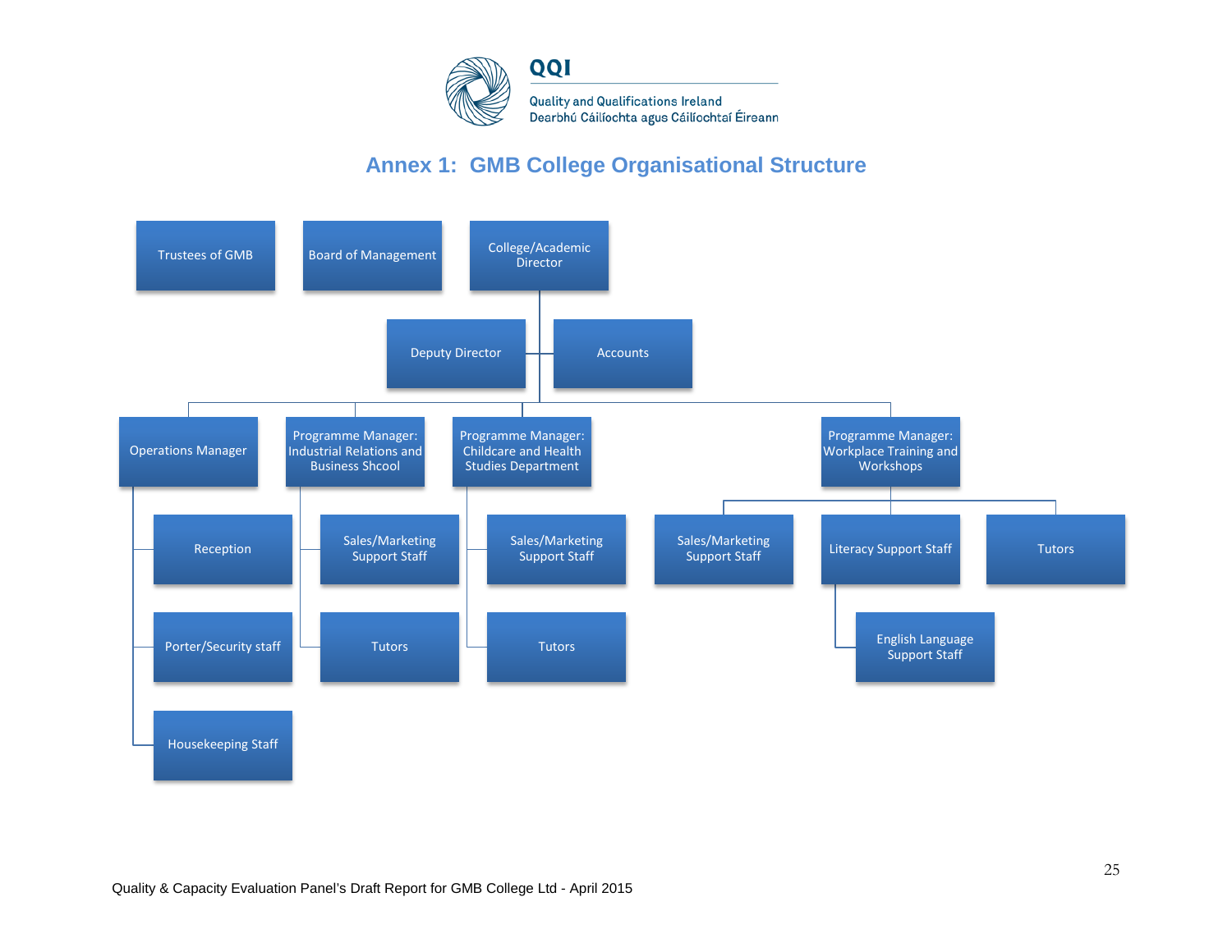## Annex 1: GMB College Organisational Structure

- Trustees of GMB
- Board of Management
- College/Academic Director
  - Deputy Director
  - Accounts
  - Operations Manager
    - Reception
    - Porter/Security staff
    - Housekeeping Staff
  - Programme Manager: Industrial Relations and Business Shcool
    - Sales/Marketing Support Staff
    - Tutors
  - Programme Manager: Childcare and Health Studies Department
    - Sales/Marketing Support Staff
    - Tutors
  - Programme Manager: Workplace Training and Workshops
    - Sales/Marketing Support Staff
    - Literacy Support Staff
      - English Language Support Staff
    - Tutors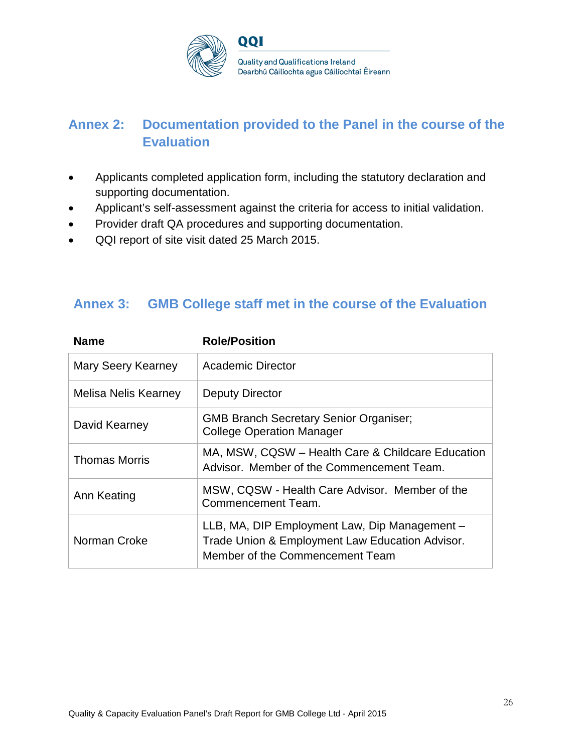## Annex 2: Documentation provided to the Panel in the course of the Evaluation

- Applicants completed application form, including the statutory declaration and supporting documentation.
- Applicant's self-assessment against the criteria for access to initial validation.
- Provider draft QA procedures and supporting documentation.
- QQI report of site visit dated 25 March 2015.

## Annex 3: GMB College staff met in the course of the Evaluation

| Name | Role/Position |
|---|---|
| Mary Seery Kearney | Academic Director |
| Melisa Nelis Kearney | Deputy Director |
| David Kearney | GMB Branch Secretary Senior Organiser; College Operation Manager |
| Thomas Morris | MA, MSW, CQSW – Health Care & Childcare Education Advisor. Member of the Commencement Team. |
| Ann Keating | MSW, CQSW - Health Care Advisor. Member of the Commencement Team. |
| Norman Croke | LLB, MA, DIP Employment Law, Dip Management – Trade Union & Employment Law Education Advisor. Member of the Commencement Team |